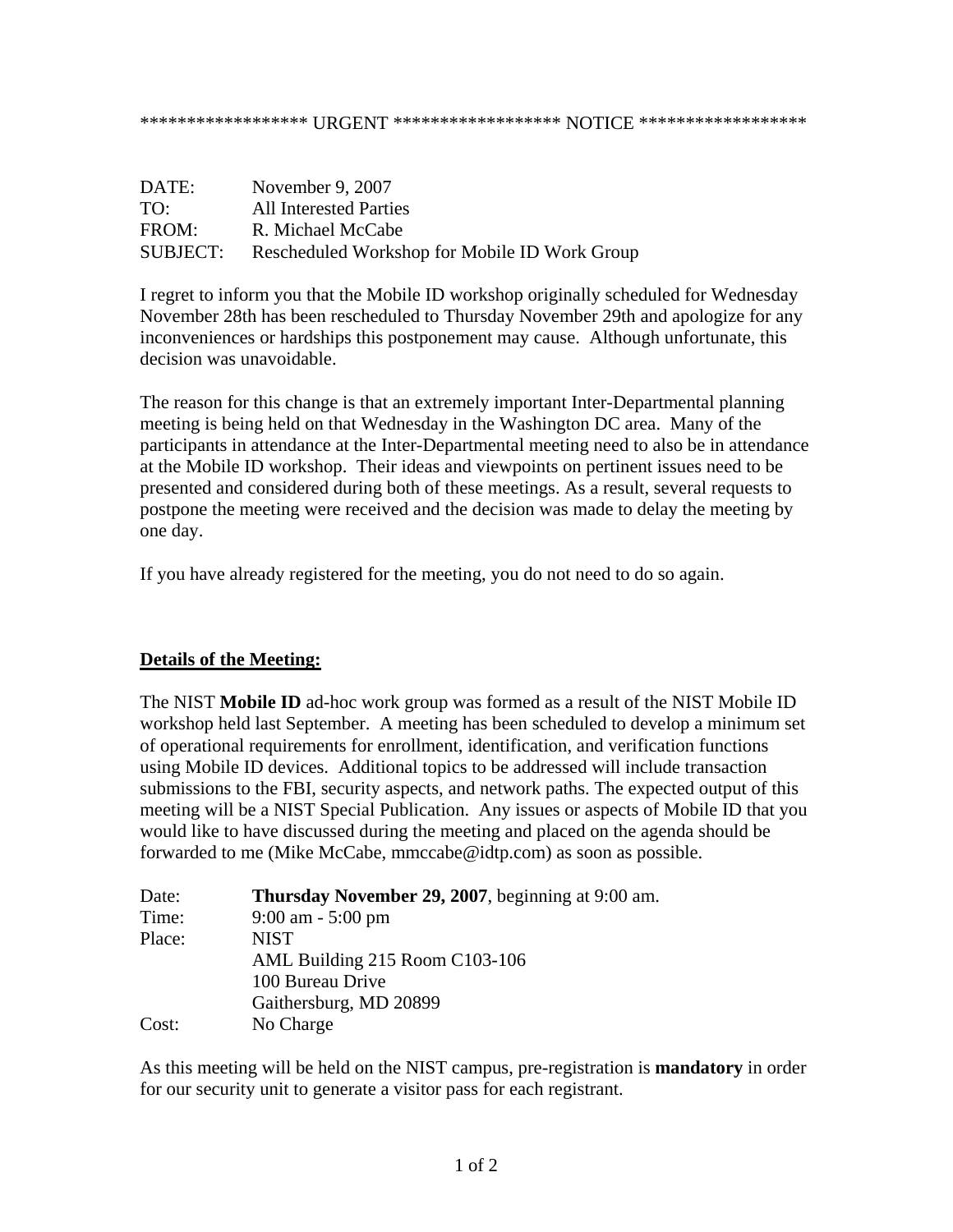****************** URGENT ****************** NOTICE ******************

| | |
|---|---|
| DATE: | November 9, 2007 |
| TO: | All Interested Parties |
| FROM: | R. Michael McCabe |
| SUBJECT: | Rescheduled Workshop for Mobile ID Work Group |

I regret to inform you that the Mobile ID workshop originally scheduled for Wednesday November 28th has been rescheduled to Thursday November 29th and apologize for any inconveniences or hardships this postponement may cause. Although unfortunate, this decision was unavoidable.

The reason for this change is that an extremely important Inter-Departmental planning meeting is being held on that Wednesday in the Washington DC area. Many of the participants in attendance at the Inter-Departmental meeting need to also be in attendance at the Mobile ID workshop. Their ideas and viewpoints on pertinent issues need to be presented and considered during both of these meetings. As a result, several requests to postpone the meeting were received and the decision was made to delay the meeting by one day.

If you have already registered for the meeting, you do not need to do so again.

## Details of the Meeting:

The NIST **Mobile ID** ad-hoc work group was formed as a result of the NIST Mobile ID workshop held last September. A meeting has been scheduled to develop a minimum set of operational requirements for enrollment, identification, and verification functions using Mobile ID devices. Additional topics to be addressed will include transaction submissions to the FBI, security aspects, and network paths. The expected output of this meeting will be a NIST Special Publication. Any issues or aspects of Mobile ID that you would like to have discussed during the meeting and placed on the agenda should be forwarded to me (Mike McCabe, mmccabe@idtp.com) as soon as possible.

| | |
|---|---|
| Date: | **Thursday November 29, 2007**, beginning at 9:00 am. |
| Time: | 9:00 am - 5:00 pm |
| Place: | NIST<br>AML Building 215 Room C103-106<br>100 Bureau Drive<br>Gaithersburg, MD 20899 |
| Cost: | No Charge |

As this meeting will be held on the NIST campus, pre-registration is **mandatory** in order for our security unit to generate a visitor pass for each registrant.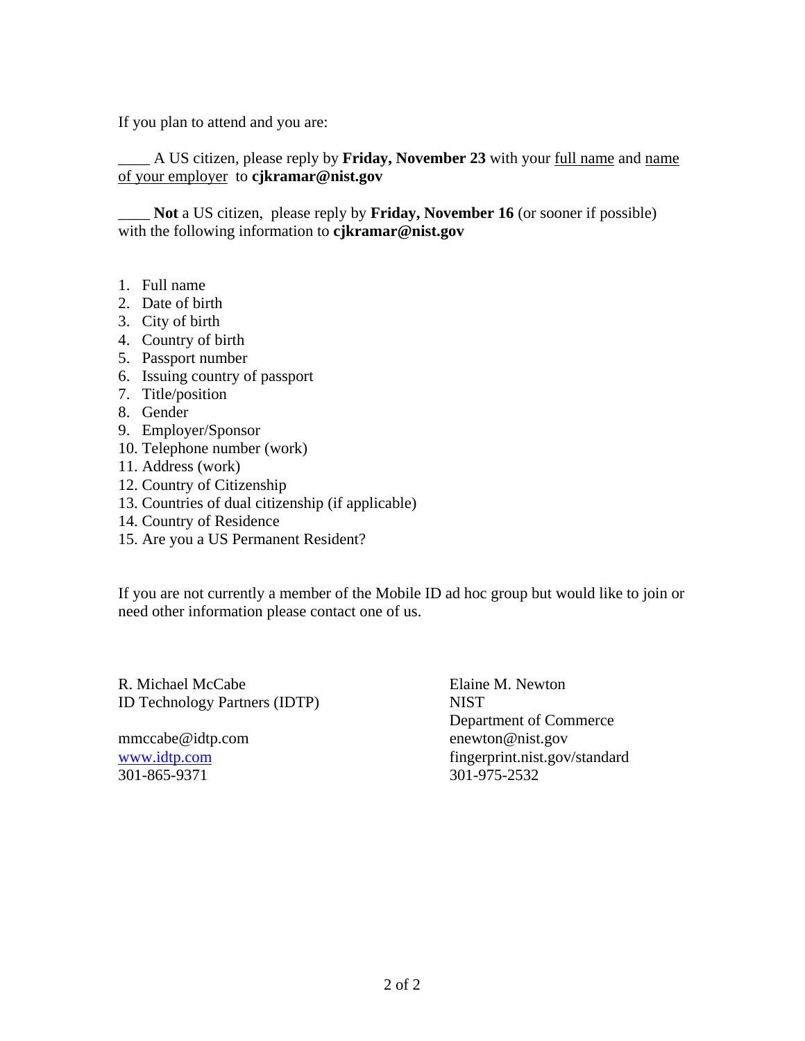If you plan to attend and you are:

____ A US citizen, please reply by **Friday, November 23** with your full name and name of your employer to **cjkramar@nist.gov**

____ **Not** a US citizen, please reply by **Friday, November 16** (or sooner if possible) with the following information to **cjkramar@nist.gov**

1. Full name
2. Date of birth
3. City of birth
4. Country of birth
5. Passport number
6. Issuing country of passport
7. Title/position
8. Gender
9. Employer/Sponsor
10. Telephone number (work)
11. Address (work)
12. Country of Citizenship
13. Countries of dual citizenship (if applicable)
14. Country of Residence
15. Are you a US Permanent Resident?

If you are not currently a member of the Mobile ID ad hoc group but would like to join or need other information please contact one of us.

R. Michael McCabe
ID Technology Partners (IDTP)

mmccabe@idtp.com
www.idtp.com
301-865-9371

Elaine M. Newton
NIST
Department of Commerce
enewton@nist.gov
fingerprint.nist.gov/standard
301-975-2532